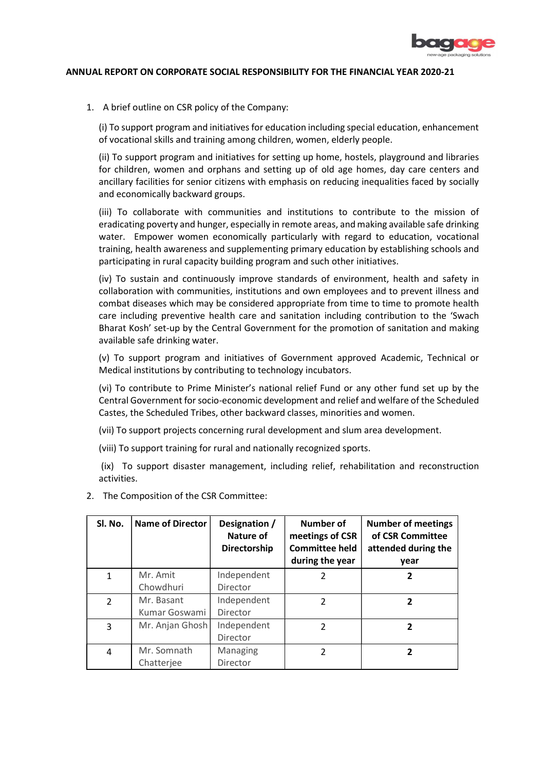## ANNUAL REPORT ON CORPORATE SOCIAL RESPONSIBILITY FOR THE FINANCIAL YEAR 2020-21

1. A brief outline on CSR policy of the Company:

   (i) To support program and initiatives for education including special education, enhancement of vocational skills and training among children, women, elderly people.

   (ii) To support program and initiatives for setting up home, hostels, playground and libraries for children, women and orphans and setting up of old age homes, day care centers and ancillary facilities for senior citizens with emphasis on reducing inequalities faced by socially and economically backward groups.

   (iii) To collaborate with communities and institutions to contribute to the mission of eradicating poverty and hunger, especially in remote areas, and making available safe drinking water. Empower women economically particularly with regard to education, vocational training, health awareness and supplementing primary education by establishing schools and participating in rural capacity building program and such other initiatives.

   (iv) To sustain and continuously improve standards of environment, health and safety in collaboration with communities, institutions and own employees and to prevent illness and combat diseases which may be considered appropriate from time to time to promote health care including preventive health care and sanitation including contribution to the 'Swach Bharat Kosh' set-up by the Central Government for the promotion of sanitation and making available safe drinking water.

   (v) To support program and initiatives of Government approved Academic, Technical or Medical institutions by contributing to technology incubators.

   (vi) To contribute to Prime Minister's national relief Fund or any other fund set up by the Central Government for socio-economic development and relief and welfare of the Scheduled Castes, the Scheduled Tribes, other backward classes, minorities and women.

   (vii) To support projects concerning rural development and slum area development.

   (viii) To support training for rural and nationally recognized sports.

   (ix) To support disaster management, including relief, rehabilitation and reconstruction activities.

2. The Composition of the CSR Committee:

| Sl. No. | Name of Director | Designation / Nature of Directorship | Number of meetings of CSR Committee held during the year | Number of meetings of CSR Committee attended during the year |
|---|---|---|---|---|
| 1 | Mr. Amit Chowdhuri | Independent Director | 2 | **2** |
| 2 | Mr. Basant Kumar Goswami | Independent Director | 2 | **2** |
| 3 | Mr. Anjan Ghosh | Independent Director | 2 | **2** |
| 4 | Mr. Somnath Chatterjee | Managing Director | 2 | **2** |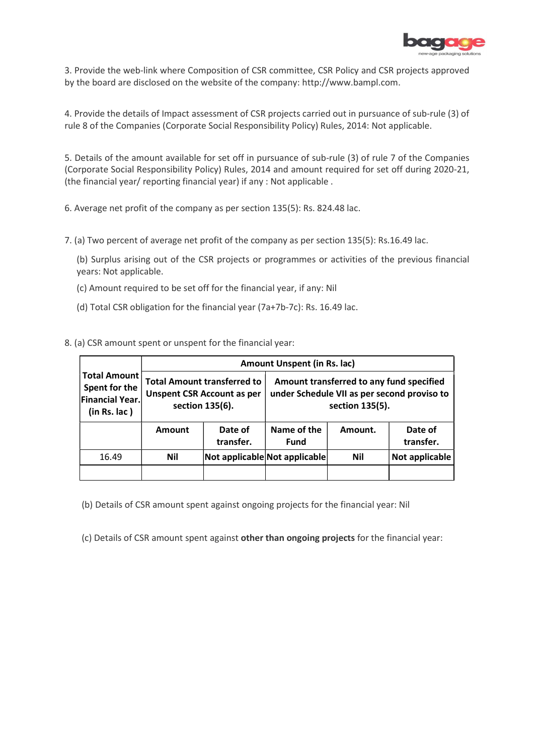3. Provide the web-link where Composition of CSR committee, CSR Policy and CSR projects approved by the board are disclosed on the website of the company: http://www.bampl.com.

4. Provide the details of Impact assessment of CSR projects carried out in pursuance of sub-rule (3) of rule 8 of the Companies (Corporate Social Responsibility Policy) Rules, 2014: Not applicable.

5. Details of the amount available for set off in pursuance of sub-rule (3) of rule 7 of the Companies (Corporate Social Responsibility Policy) Rules, 2014 and amount required for set off during 2020-21, (the financial year/ reporting financial year) if any : Not applicable .

6. Average net profit of the company as per section 135(5): Rs. 824.48 lac.

7. (a) Two percent of average net profit of the company as per section 135(5): Rs.16.49 lac.

(b) Surplus arising out of the CSR projects or programmes or activities of the previous financial years: Not applicable.

(c) Amount required to be set off for the financial year, if any: Nil

(d) Total CSR obligation for the financial year (7a+7b-7c): Rs. 16.49 lac.

8. (a) CSR amount spent or unspent for the financial year:

| Total Amount Spent for the Financial Year. (in Rs. lac ) | Amount Unspent (in Rs. lac) | | | | |
|---|---|---|---|---|---|
| | Total Amount transferred to Unspent CSR Account as per section 135(6). | | Amount transferred to any fund specified under Schedule VII as per second proviso to section 135(5). | | |
| | Amount | Date of transfer. | Name of the Fund | Amount. | Date of transfer. |
| 16.49 | Nil | Not applicable | Not applicable | Nil | Not applicable |
| | | | | | |

(b) Details of CSR amount spent against ongoing projects for the financial year: Nil

(c) Details of CSR amount spent against **other than ongoing projects** for the financial year: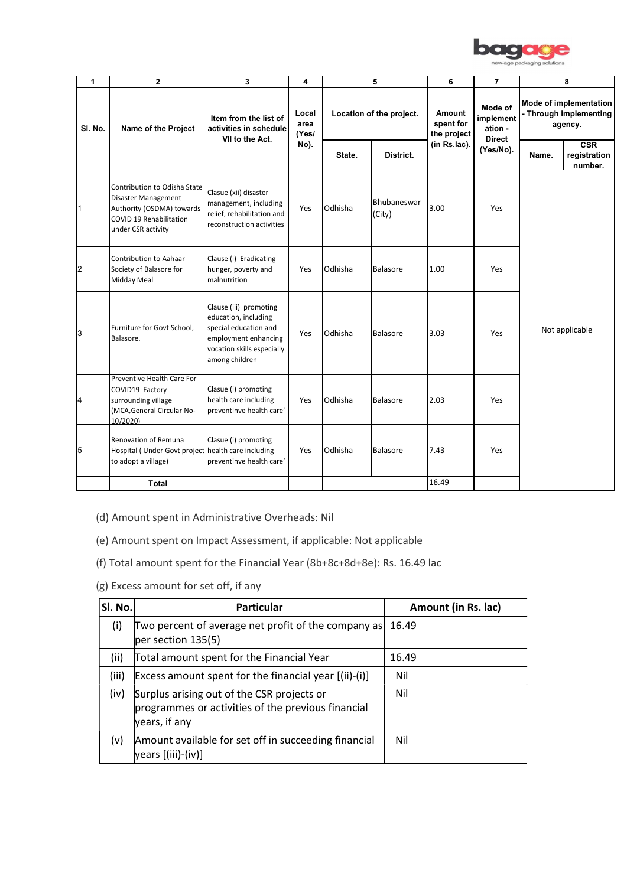| 1 | 2 | 3 | 4 | 5 | | 6 | 7 | 8 | |
|---|---|---|---|---|---|---|---|---|---|
| Sl. No. | Name of the Project | Item from the list of activities in schedule VII to the Act. | Local area (Yes/ No). | Location of the project. | | Amount spent for the project (in Rs.lac). | Mode of implementation - Direct (Yes/No). | Mode of implementation - Through implementing agency. | |
| | | | | State. | District. | | | Name. | CSR registration number. |
| 1 | Contribution to Odisha State Disaster Management Authority (OSDMA) towards COVID 19 Rehabilitation under CSR activity | Clause (xii) disaster management, including relief, rehabilitation and reconstruction activities | Yes | Odhisha | Bhubaneswar (City) | 3.00 | Yes | Not applicable | |
| 2 | Contribution to Aahaar Society of Balasore for Midday Meal | Clause (i) Eradicating hunger, poverty and malnutrition | Yes | Odhisha | Balasore | 1.00 | Yes | | |
| 3 | Furniture for Govt School, Balasore. | Clause (iii) promoting education, including special education and employment enhancing vocation skills especially among children | Yes | Odhisha | Balasore | 3.03 | Yes | | |
| 4 | Preventive Health Care For COVID19 Factory surrounding village (MCA,General Circular No-10/2020) | Clause (i) promoting health care including preventinve health care' | Yes | Odhisha | Balasore | 2.03 | Yes | | |
| 5 | Renovation of Remuna Hospital ( Under Govt project to adopt a village) | Clause (i) promoting health care including preventinve health care' | Yes | Odhisha | Balasore | 7.43 | Yes | | |
| | **Total** | | | | | 16.49 | | | |

(d) Amount spent in Administrative Overheads: Nil

(e) Amount spent on Impact Assessment, if applicable: Not applicable

(f) Total amount spent for the Financial Year (8b+8c+8d+8e): Rs. 16.49 lac

(g) Excess amount for set off, if any

| Sl. No. | Particular | Amount (in Rs. lac) |
|---|---|---|
| (i) | Two percent of average net profit of the company as per section 135(5) | 16.49 |
| (ii) | Total amount spent for the Financial Year | 16.49 |
| (iii) | Excess amount spent for the financial year [(ii)-(i)] | Nil |
| (iv) | Surplus arising out of the CSR projects or programmes or activities of the previous financial years, if any | Nil |
| (v) | Amount available for set off in succeeding financial years [(iii)-(iv)] | Nil |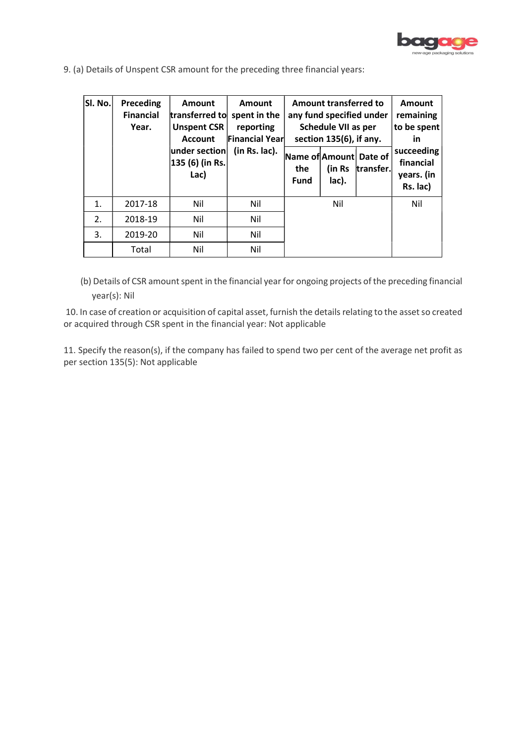9. (a) Details of Unspent CSR amount for the preceding three financial years:

| Sl. No. | Preceding Financial Year. | Amount transferred to Unspent CSR Account under section 135 (6) (in Rs. Lac) | Amount spent in the reporting Financial Year (in Rs. lac). | Amount transferred to any fund specified under Schedule VII as per section 135(6), if any. | | | Amount remaining to be spent in succeeding financial years. (in Rs. lac) |
|---|---|---|---|---|---|---|---|
| | | | | Name of the Fund | Amount (in Rs lac). | Date of transfer. | |
| 1. | 2017-18 | Nil | Nil | | Nil | | Nil |
| 2. | 2018-19 | Nil | Nil | | | | |
| 3. | 2019-20 | Nil | Nil | | | | |
| | Total | Nil | Nil | | | | |

(b) Details of CSR amount spent in the financial year for ongoing projects of the preceding financial year(s): Nil

10. In case of creation or acquisition of capital asset, furnish the details relating to the asset so created or acquired through CSR spent in the financial year: Not applicable

11. Specify the reason(s), if the company has failed to spend two per cent of the average net profit as per section 135(5): Not applicable